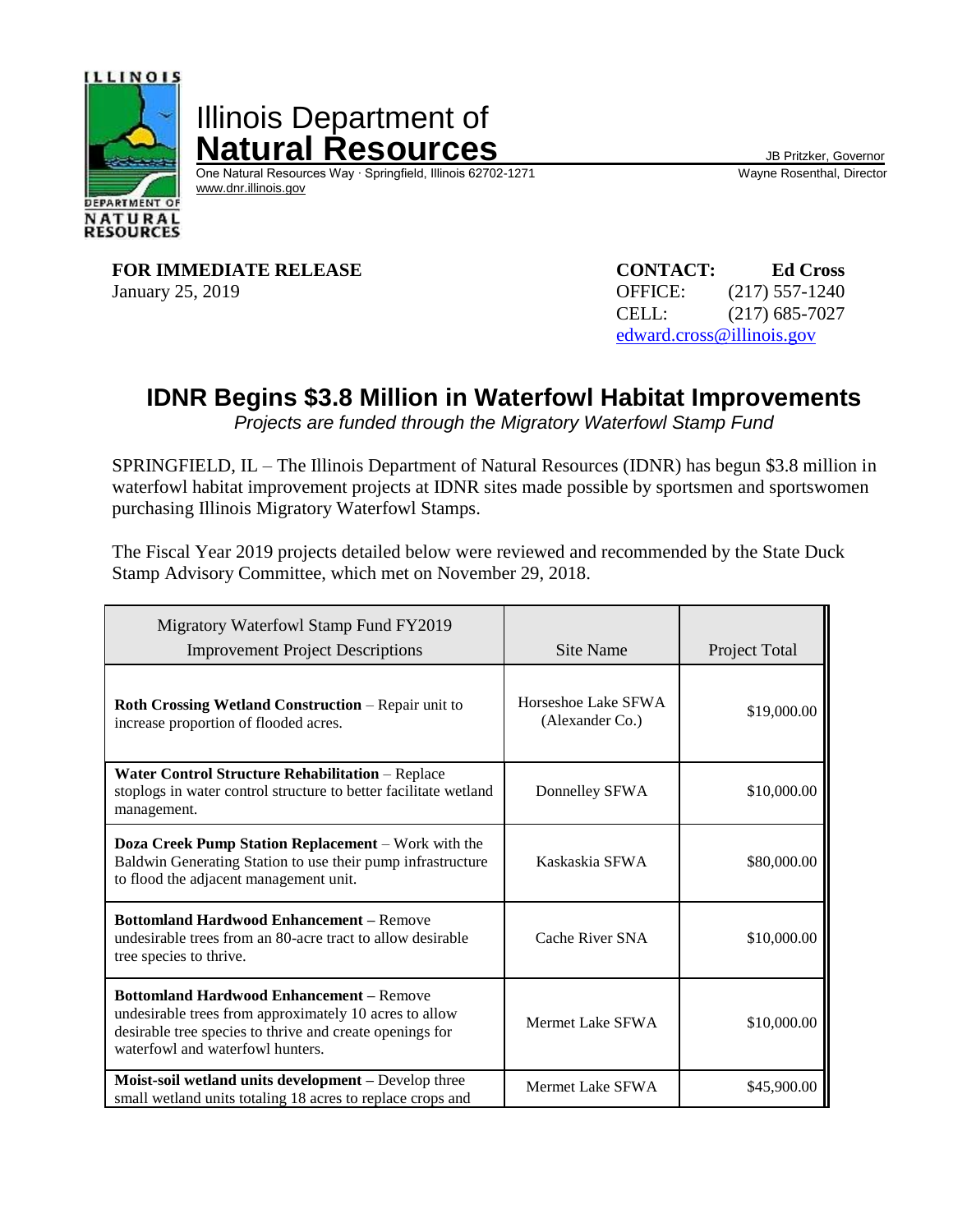# Illinois Department of Natural Resources

One Natural Resources Way · Springfield, Illinois 62702-1271
www.dnr.illinois.gov

JB Pritzker, Governor
Wayne Rosenthal, Director

**FOR IMMEDIATE RELEASE**
January 25, 2019

**CONTACT: Ed Cross**
OFFICE: (217) 557-1240
CELL: (217) 685-7027
edward.cross@illinois.gov

## IDNR Begins $3.8 Million in Waterfowl Habitat Improvements

*Projects are funded through the Migratory Waterfowl Stamp Fund*

SPRINGFIELD, IL – The Illinois Department of Natural Resources (IDNR) has begun $3.8 million in waterfowl habitat improvement projects at IDNR sites made possible by sportsmen and sportswomen purchasing Illinois Migratory Waterfowl Stamps.

The Fiscal Year 2019 projects detailed below were reviewed and recommended by the State Duck Stamp Advisory Committee, which met on November 29, 2018.

| Migratory Waterfowl Stamp Fund FY2019 Improvement Project Descriptions | Site Name | Project Total |
|---|---|---|
| **Roth Crossing Wetland Construction** – Repair unit to increase proportion of flooded acres. | Horseshoe Lake SFWA (Alexander Co.) | $19,000.00 |
| **Water Control Structure Rehabilitation** – Replace stoplogs in water control structure to better facilitate wetland management. | Donnelley SFWA | $10,000.00 |
| **Doza Creek Pump Station Replacement** – Work with the Baldwin Generating Station to use their pump infrastructure to flood the adjacent management unit. | Kaskaskia SFWA | $80,000.00 |
| **Bottomland Hardwood Enhancement –** Remove undesirable trees from an 80-acre tract to allow desirable tree species to thrive. | Cache River SNA | $10,000.00 |
| **Bottomland Hardwood Enhancement –** Remove undesirable trees from approximately 10 acres to allow desirable tree species to thrive and create openings for waterfowl and waterfowl hunters. | Mermet Lake SFWA | $10,000.00 |
| **Moist-soil wetland units development –** Develop three small wetland units totaling 18 acres to replace crops and | Mermet Lake SFWA | $45,900.00 |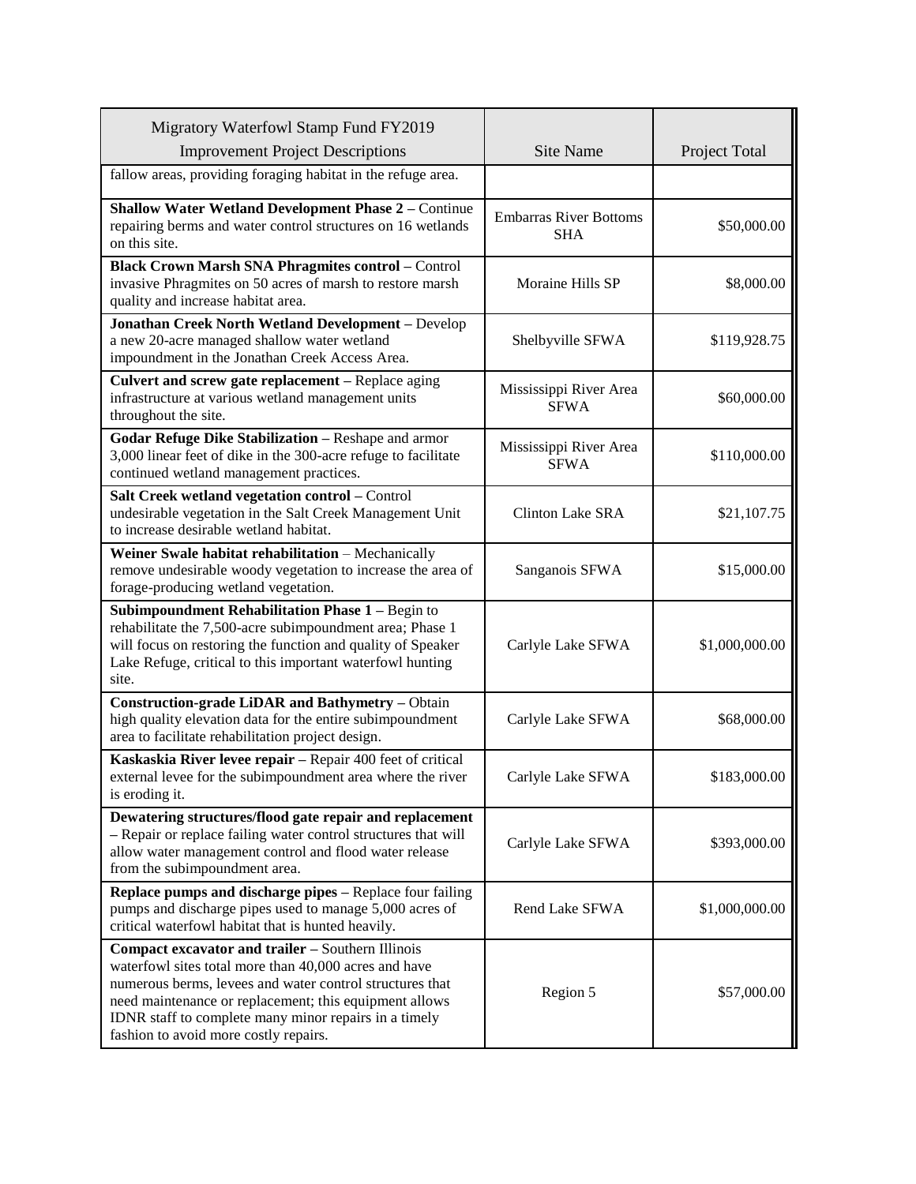| Migratory Waterfowl Stamp Fund FY2019 Improvement Project Descriptions | Site Name | Project Total |
|---|---|---|
| fallow areas, providing foraging habitat in the refuge area. | | |
| **Shallow Water Wetland Development Phase 2** – Continue repairing berms and water control structures on 16 wetlands on this site. | Embarras River Bottoms SHA | $50,000.00 |
| **Black Crown Marsh SNA Phragmites control** – Control invasive Phragmites on 50 acres of marsh to restore marsh quality and increase habitat area. | Moraine Hills SP | $8,000.00 |
| **Jonathan Creek North Wetland Development** – Develop a new 20-acre managed shallow water wetland impoundment in the Jonathan Creek Access Area. | Shelbyville SFWA | $119,928.75 |
| **Culvert and screw gate replacement** – Replace aging infrastructure at various wetland management units throughout the site. | Mississippi River Area SFWA | $60,000.00 |
| **Godar Refuge Dike Stabilization** – Reshape and armor 3,000 linear feet of dike in the 300-acre refuge to facilitate continued wetland management practices. | Mississippi River Area SFWA | $110,000.00 |
| **Salt Creek wetland vegetation control** – Control undesirable vegetation in the Salt Creek Management Unit to increase desirable wetland habitat. | Clinton Lake SRA | $21,107.75 |
| **Weiner Swale habitat rehabilitation** – Mechanically remove undesirable woody vegetation to increase the area of forage-producing wetland vegetation. | Sanganois SFWA | $15,000.00 |
| **Subimpoundment Rehabilitation Phase 1** – Begin to rehabilitate the 7,500-acre subimpoundment area; Phase 1 will focus on restoring the function and quality of Speaker Lake Refuge, critical to this important waterfowl hunting site. | Carlyle Lake SFWA | $1,000,000.00 |
| **Construction-grade LiDAR and Bathymetry** – Obtain high quality elevation data for the entire subimpoundment area to facilitate rehabilitation project design. | Carlyle Lake SFWA | $68,000.00 |
| **Kaskaskia River levee repair** – Repair 400 feet of critical external levee for the subimpoundment area where the river is eroding it. | Carlyle Lake SFWA | $183,000.00 |
| **Dewatering structures/flood gate repair and replacement** – Repair or replace failing water control structures that will allow water management control and flood water release from the subimpoundment area. | Carlyle Lake SFWA | $393,000.00 |
| **Replace pumps and discharge pipes** – Replace four failing pumps and discharge pipes used to manage 5,000 acres of critical waterfowl habitat that is hunted heavily. | Rend Lake SFWA | $1,000,000.00 |
| **Compact excavator and trailer** – Southern Illinois waterfowl sites total more than 40,000 acres and have numerous berms, levees and water control structures that need maintenance or replacement; this equipment allows IDNR staff to complete many minor repairs in a timely fashion to avoid more costly repairs. | Region 5 | $57,000.00 |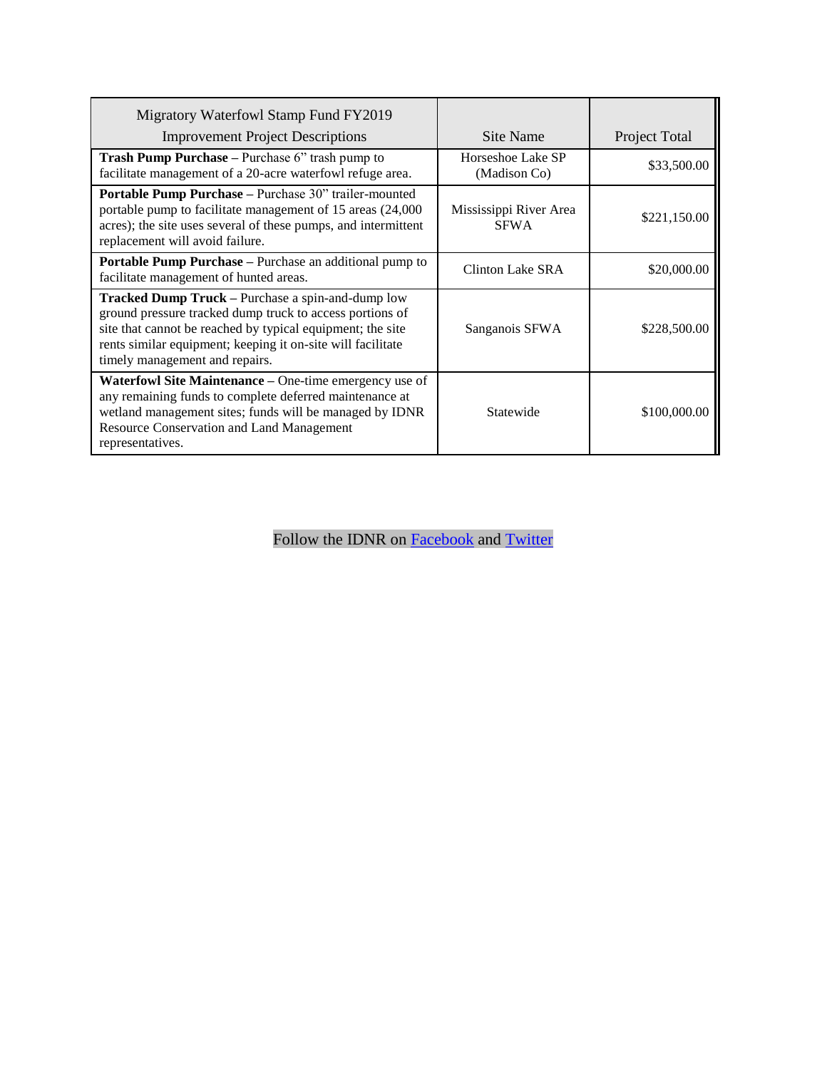| Migratory Waterfowl Stamp Fund FY2019 Improvement Project Descriptions | Site Name | Project Total |
| --- | --- | --- |
| **Trash Pump Purchase** – Purchase 6" trash pump to facilitate management of a 20-acre waterfowl refuge area. | Horseshoe Lake SP (Madison Co) | $33,500.00 |
| **Portable Pump Purchase** – Purchase 30" trailer-mounted portable pump to facilitate management of 15 areas (24,000 acres); the site uses several of these pumps, and intermittent replacement will avoid failure. | Mississippi River Area SFWA | $221,150.00 |
| **Portable Pump Purchase** – Purchase an additional pump to facilitate management of hunted areas. | Clinton Lake SRA | $20,000.00 |
| **Tracked Dump Truck** – Purchase a spin-and-dump low ground pressure tracked dump truck to access portions of site that cannot be reached by typical equipment; the site rents similar equipment; keeping it on-site will facilitate timely management and repairs. | Sanganois SFWA | $228,500.00 |
| **Waterfowl Site Maintenance** – One-time emergency use of any remaining funds to complete deferred maintenance at wetland management sites; funds will be managed by IDNR Resource Conservation and Land Management representatives. | Statewide | $100,000.00 |

Follow the IDNR on Facebook and Twitter